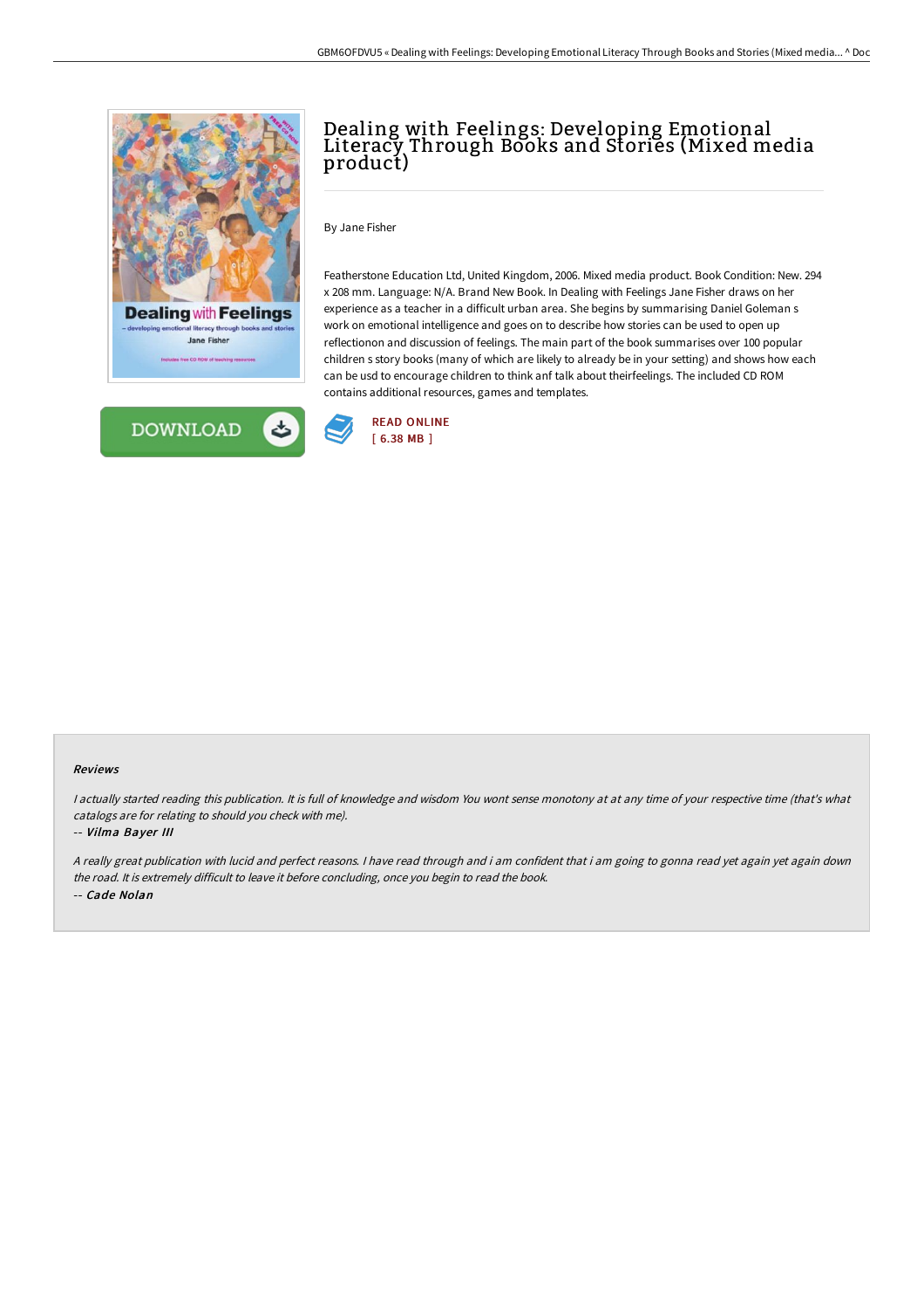# Dealing with Feelings: Developing Emotional Literacy Through Books and Stories (Mixed media product)

By Jane Fisher

Featherstone Education Ltd, United Kingdom, 2006. Mixed media product. Book Condition: New. 294 x 208 mm. Language: N/A. Brand New Book. In Dealing with Feelings Jane Fisher draws on her experience as a teacher in a difficult urban area. She begins by summarising Daniel Goleman s work on emotional intelligence and goes on to describe how stories can be used to open up reflectionon and discussion of feelings. The main part of the book summarises over 100 popular children s story books (many of which are likely to already be in your setting) and shows how each can be usd to encourage children to think anf talk about theirfeelings. The included CD ROM contains additional resources, games and templates.

DOWNLOAD

READ ONLINE
[ 6.38 MB ]

### Reviews

*I actually started reading this publication. It is full of knowledge and wisdom You wont sense monotony at at any time of your respective time (that's what catalogs are for relating to should you check with me).*

-- ***Vilma Bayer III***

*A really great publication with lucid and perfect reasons. I have read through and i am confident that i am going to gonna read yet again yet again down the road. It is extremely difficult to leave it before concluding, once you begin to read the book.*

-- ***Cade Nolan***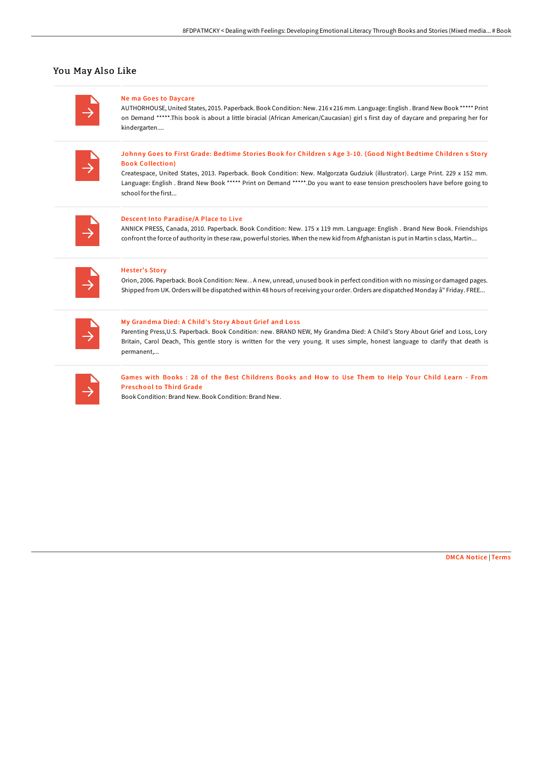## You May Also Like

### Ne ma Goes to Daycare

AUTHORHOUSE, United States, 2015. Paperback. Book Condition: New. 216 x 216 mm. Language: English . Brand New Book ***** Print on Demand *****.This book is about a little biracial (African American/Caucasian) girl s first day of daycare and preparing her for kindergarten....

### Johnny Goes to First Grade: Bedtime Stories Book for Children s Age 3-10. (Good Night Bedtime Children s Story Book Collection)

Createspace, United States, 2013. Paperback. Book Condition: New. Malgorzata Gudziuk (illustrator). Large Print. 229 x 152 mm. Language: English . Brand New Book ***** Print on Demand *****.Do you want to ease tension preschoolers have before going to school for the first...

### Descent Into Paradise/A Place to Live

ANNICK PRESS, Canada, 2010. Paperback. Book Condition: New. 175 x 119 mm. Language: English . Brand New Book. Friendships confront the force of authority in these raw, powerful stories. When the new kid from Afghanistan is put in Martin s class, Martin...

### Hester's Story

Orion, 2006. Paperback. Book Condition: New. . A new, unread, unused book in perfect condition with no missing or damaged pages. Shipped from UK. Orders will be dispatched within 48 hours of receiving your order. Orders are dispatched Monday â" Friday. FREE...

### My Grandma Died: A Child's Story About Grief and Loss

Parenting Press,U.S. Paperback. Book Condition: new. BRAND NEW, My Grandma Died: A Child's Story About Grief and Loss, Lory Britain, Carol Deach, This gentle story is written for the very young. It uses simple, honest language to clarify that death is permanent,...

### Games with Books : 28 of the Best Childrens Books and How to Use Them to Help Your Child Learn - From Preschool to Third Grade

Book Condition: Brand New. Book Condition: Brand New.

DMCA Notice | Terms